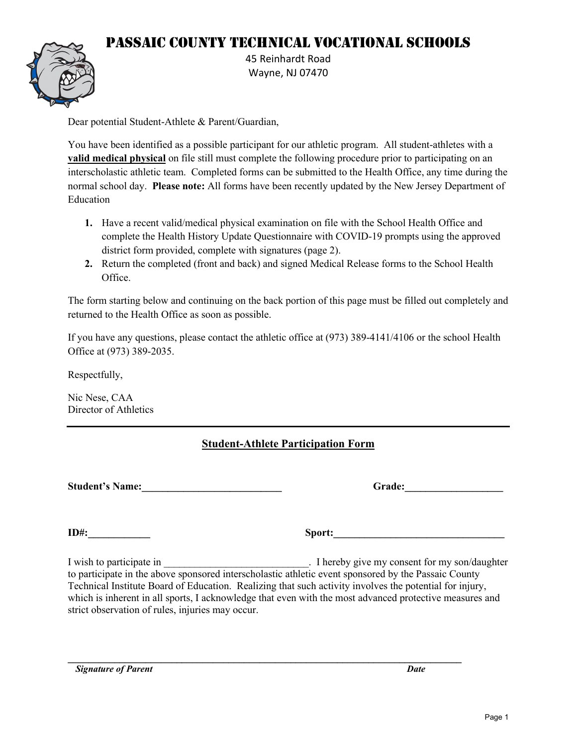# Passaic County Technical Vocational Schools

45 Reinhardt Road
Wayne, NJ 07470

Dear potential Student-Athlete & Parent/Guardian,

You have been identified as a possible participant for our athletic program. All student-athletes with a **valid medical physical** on file still must complete the following procedure prior to participating on an interscholastic athletic team. Completed forms can be submitted to the Health Office, any time during the normal school day. **Please note:** All forms have been recently updated by the New Jersey Department of Education

1. Have a recent valid/medical physical examination on file with the School Health Office and complete the Health History Update Questionnaire with COVID-19 prompts using the approved district form provided, complete with signatures (page 2).
2. Return the completed (front and back) and signed Medical Release forms to the School Health Office.

The form starting below and continuing on the back portion of this page must be filled out completely and returned to the Health Office as soon as possible.

If you have any questions, please contact the athletic office at (973) 389-4141/4106 or the school Health Office at (973) 389-2035.

Respectfully,

Nic Nese, CAA
Director of Athletics

---

## Student-Athlete Participation Form

**Student's Name:**___________________________ **Grade:**___________________

**ID#:**____________ **Sport:**__________________________________

I wish to participate in ____________________________. I hereby give my consent for my son/daughter to participate in the above sponsored interscholastic athletic event sponsored by the Passaic County Technical Institute Board of Education. Realizing that such activity involves the potential for injury, which is inherent in all sports, I acknowledge that even with the most advanced protective measures and strict observation of rules, injuries may occur.

_________________________________________________________________________________

***Signature of Parent*** ***Date***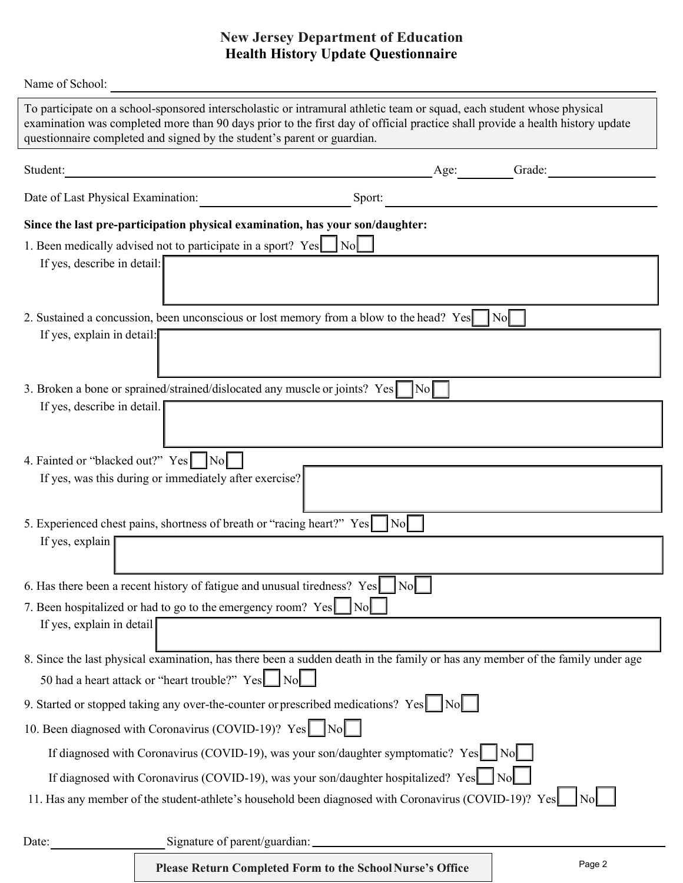# New Jersey Department of Education
# Health History Update Questionnaire

Name of School: ______________________________

> To participate on a school-sponsored interscholastic or intramural athletic team or squad, each student whose physical examination was completed more than 90 days prior to the first day of official practice shall provide a health history update questionnaire completed and signed by the student's parent or guardian.

Student: ______________________________ Age: ________ Grade: ____________

Date of Last Physical Examination: ____________________ Sport: ______________________________

**Since the last pre-participation physical examination, has your son/daughter:**

1. Been medically advised not to participate in a sport? Yes ☐ No ☐
   If yes, describe in detail: ______________________________

2. Sustained a concussion, been unconscious or lost memory from a blow to the head? Yes ☐ No ☐
   If yes, explain in detail: ______________________________

3. Broken a bone or sprained/strained/dislocated any muscle or joints? Yes ☐ No ☐
   If yes, describe in detail. ______________________________

4. Fainted or "blacked out?" Yes ☐ No ☐
   If yes, was this during or immediately after exercise? ______________________________

5. Experienced chest pains, shortness of breath or "racing heart?" Yes ☐ No ☐
   If yes, explain ______________________________

6. Has there been a recent history of fatigue and unusual tiredness? Yes ☐ No ☐

7. Been hospitalized or had to go to the emergency room? Yes ☐ No ☐
   If yes, explain in detail ______________________________

8. Since the last physical examination, has there been a sudden death in the family or has any member of the family under age 50 had a heart attack or "heart trouble?" Yes ☐ No ☐

9. Started or stopped taking any over-the-counter or prescribed medications? Yes ☐ No ☐

10. Been diagnosed with Coronavirus (COVID-19)? Yes ☐ No ☐

    If diagnosed with Coronavirus (COVID-19), was your son/daughter symptomatic? Yes ☐ No ☐

    If diagnosed with Coronavirus (COVID-19), was your son/daughter hospitalized? Yes ☐ No ☐

11. Has any member of the student-athlete's household been diagnosed with Coronavirus (COVID-19)? Yes ☐ No ☐

Date: ____________________ Signature of parent/guardian: ______________________________

**Please Return Completed Form to the School Nurse's Office**